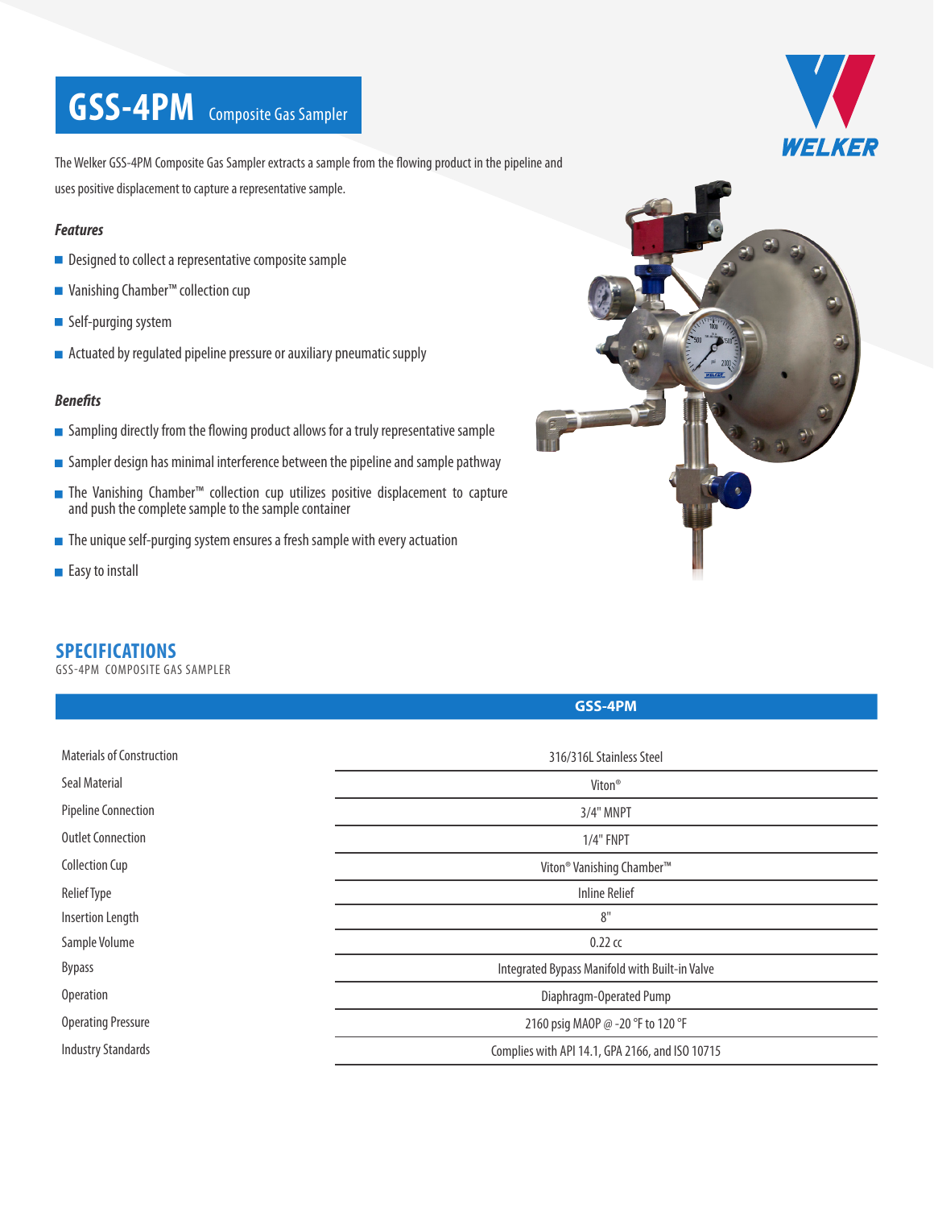# GSS-4PM Composite Gas Sampler

WELKER

The Welker GSS-4PM Composite Gas Sampler extracts a sample from the flowing product in the pipeline and uses positive displacement to capture a representative sample.

### *Features*

- Designed to collect a representative composite sample
- Vanishing Chamber™ collection cup
- Self-purging system
- Actuated by regulated pipeline pressure or auxiliary pneumatic supply

### *Benefits*

- Sampling directly from the flowing product allows for a truly representative sample
- Sampler design has minimal interference between the pipeline and sample pathway
- The Vanishing Chamber™ collection cup utilizes positive displacement to capture and push the complete sample to the sample container
- The unique self-purging system ensures a fresh sample with every actuation
- Easy to install

## SPECIFICATIONS

GSS-4PM COMPOSITE GAS SAMPLER

| | GSS-4PM |
|---|---|
| Materials of Construction | 316/316L Stainless Steel |
| Seal Material | Viton® |
| Pipeline Connection | 3/4" MNPT |
| Outlet Connection | 1/4" FNPT |
| Collection Cup | Viton® Vanishing Chamber™ |
| Relief Type | Inline Relief |
| Insertion Length | 8" |
| Sample Volume | 0.22 cc |
| Bypass | Integrated Bypass Manifold with Built-in Valve |
| Operation | Diaphragm-Operated Pump |
| Operating Pressure | 2160 psig MAOP @ -20 °F to 120 °F |
| Industry Standards | Complies with API 14.1, GPA 2166, and ISO 10715 |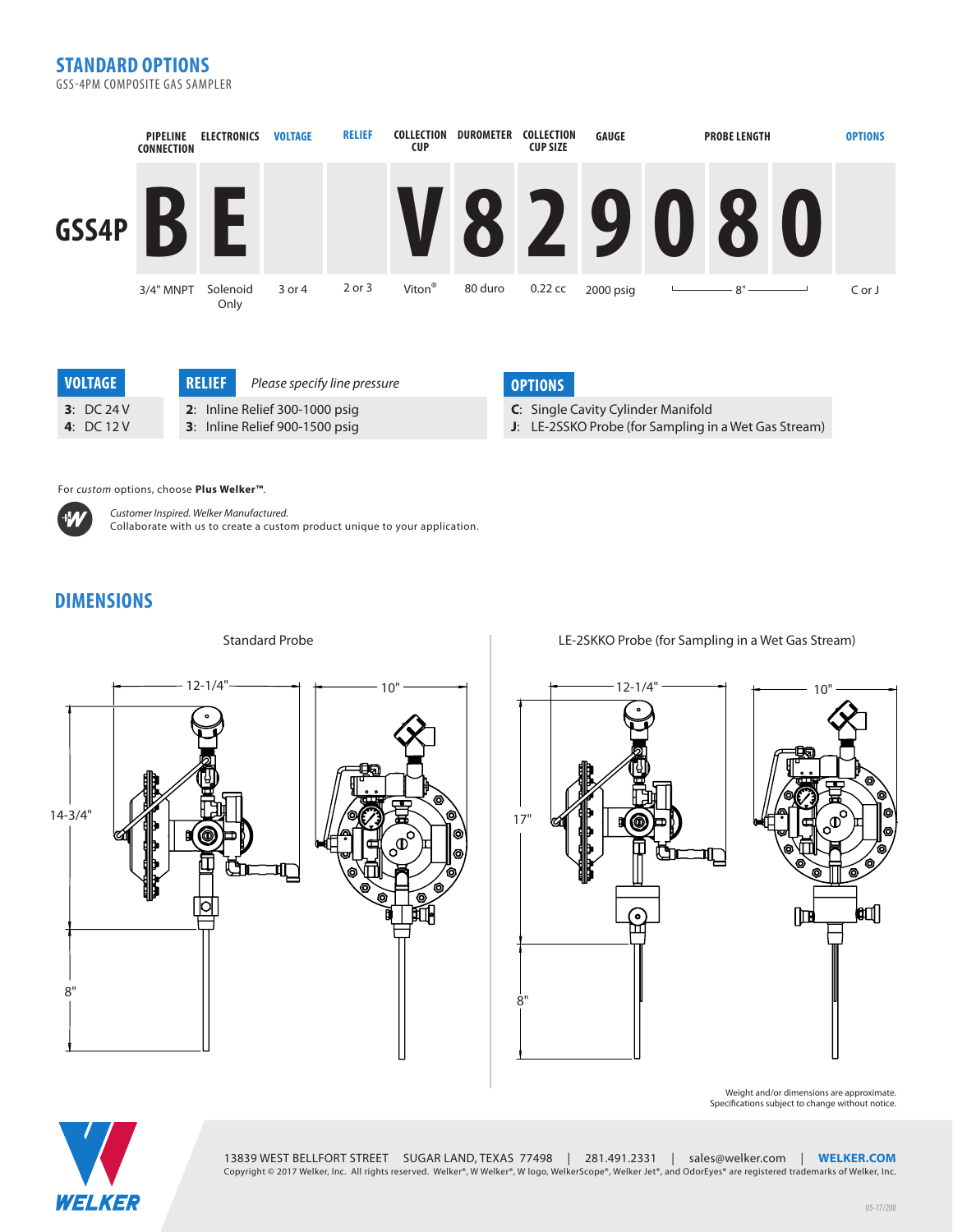## STANDARD OPTIONS

GSS-4PM COMPOSITE GAS SAMPLER

| | PIPELINE CONNECTION | ELECTRONICS | VOLTAGE | RELIEF | COLLECTION CUP | DUROMETER | COLLECTION CUP SIZE | GAUGE | PROBE LENGTH | | | OPTIONS |
|---|---|---|---|---|---|---|---|---|---|---|---|---|
| GSS4P | B | E | | | V | 8 | 2 | 9 | 0 | 8 | 0 | |
| | 3/4" MNPT | Solenoid Only | 3 or 4 | 2 or 3 | Viton® | 80 duro | 0.22 cc | 2000 psig | 8" | | | C or J |

| VOLTAGE | |
|---|---|
| **3**: | DC 24 V |
| **4**: | DC 12 V |

| RELIEF | *Please specify line pressure* |
|---|---|
| **2**: | Inline Relief 300-1000 psig |
| **3**: | Inline Relief 900-1500 psig |

| OPTIONS | |
|---|---|
| **C**: | Single Cavity Cylinder Manifold |
| **J**: | LE-2SSKO Probe (for Sampling in a Wet Gas Stream) |

For *custom* options, choose **Plus Welker™**.

*Customer Inspired. Welker Manufactured.*
Collaborate with us to create a custom product unique to your application.

## DIMENSIONS

Standard Probe

12-1/4"
10"
14-3/4"
8"

LE-2SKKO Probe (for Sampling in a Wet Gas Stream)

12-1/4"
10"
17"
8"

Weight and/or dimensions are approximate.
Specifications subject to change without notice.

13839 WEST BELLFORT STREET SUGAR LAND, TEXAS 77498 | 281.491.2331 | sales@welker.com | **WELKER.COM**

Copyright © 2017 Welker, Inc. All rights reserved. Welker®, W Welker®, W logo, WelkerScope®, Welker Jet®, and OdorEyes® are registered trademarks of Welker, Inc.

05-17/200